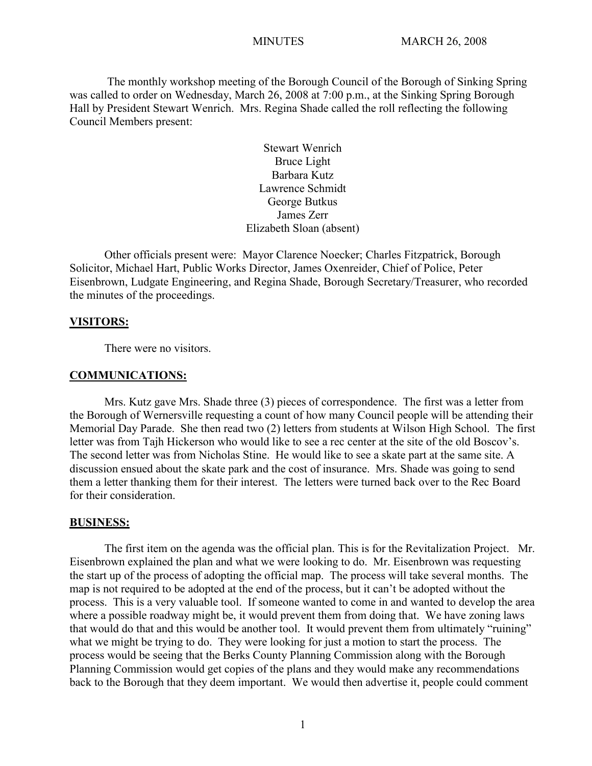The monthly workshop meeting of the Borough Council of the Borough of Sinking Spring was called to order on Wednesday, March 26, 2008 at 7:00 p.m., at the Sinking Spring Borough Hall by President Stewart Wenrich. Mrs. Regina Shade called the roll reflecting the following Council Members present:

Stewart Wenrich
Bruce Light
Barbara Kutz
Lawrence Schmidt
George Butkus
James Zerr
Elizabeth Sloan (absent)

Other officials present were: Mayor Clarence Noecker; Charles Fitzpatrick, Borough Solicitor, Michael Hart, Public Works Director, James Oxenreider, Chief of Police, Peter Eisenbrown, Ludgate Engineering, and Regina Shade, Borough Secretary/Treasurer, who recorded the minutes of the proceedings.

**VISITORS:**

There were no visitors.

**COMMUNICATIONS:**

Mrs. Kutz gave Mrs. Shade three (3) pieces of correspondence. The first was a letter from the Borough of Wernersville requesting a count of how many Council people will be attending their Memorial Day Parade. She then read two (2) letters from students at Wilson High School. The first letter was from Tajh Hickerson who would like to see a rec center at the site of the old Boscov's. The second letter was from Nicholas Stine. He would like to see a skate part at the same site. A discussion ensued about the skate park and the cost of insurance. Mrs. Shade was going to send them a letter thanking them for their interest. The letters were turned back over to the Rec Board for their consideration.

**BUSINESS:**

The first item on the agenda was the official plan. This is for the Revitalization Project. Mr. Eisenbrown explained the plan and what we were looking to do. Mr. Eisenbrown was requesting the start up of the process of adopting the official map. The process will take several months. The map is not required to be adopted at the end of the process, but it can't be adopted without the process. This is a very valuable tool. If someone wanted to come in and wanted to develop the area where a possible roadway might be, it would prevent them from doing that. We have zoning laws that would do that and this would be another tool. It would prevent them from ultimately "ruining" what we might be trying to do. They were looking for just a motion to start the process. The process would be seeing that the Berks County Planning Commission along with the Borough Planning Commission would get copies of the plans and they would make any recommendations back to the Borough that they deem important. We would then advertise it, people could comment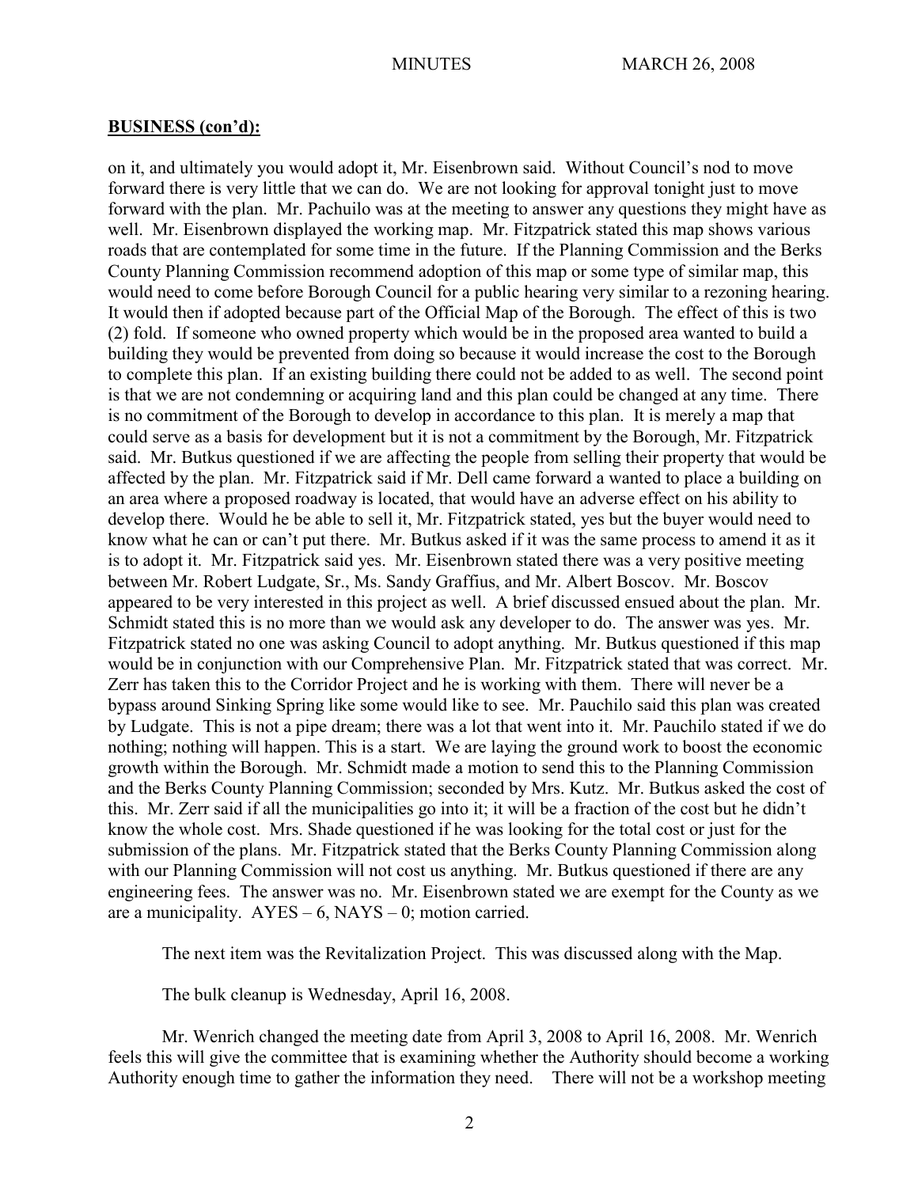**BUSINESS (con'd):**

on it, and ultimately you would adopt it, Mr. Eisenbrown said. Without Council's nod to move forward there is very little that we can do. We are not looking for approval tonight just to move forward with the plan. Mr. Pachuilo was at the meeting to answer any questions they might have as well. Mr. Eisenbrown displayed the working map. Mr. Fitzpatrick stated this map shows various roads that are contemplated for some time in the future. If the Planning Commission and the Berks County Planning Commission recommend adoption of this map or some type of similar map, this would need to come before Borough Council for a public hearing very similar to a rezoning hearing. It would then if adopted because part of the Official Map of the Borough. The effect of this is two (2) fold. If someone who owned property which would be in the proposed area wanted to build a building they would be prevented from doing so because it would increase the cost to the Borough to complete this plan. If an existing building there could not be added to as well. The second point is that we are not condemning or acquiring land and this plan could be changed at any time. There is no commitment of the Borough to develop in accordance to this plan. It is merely a map that could serve as a basis for development but it is not a commitment by the Borough, Mr. Fitzpatrick said. Mr. Butkus questioned if we are affecting the people from selling their property that would be affected by the plan. Mr. Fitzpatrick said if Mr. Dell came forward a wanted to place a building on an area where a proposed roadway is located, that would have an adverse effect on his ability to develop there. Would he be able to sell it, Mr. Fitzpatrick stated, yes but the buyer would need to know what he can or can't put there. Mr. Butkus asked if it was the same process to amend it as it is to adopt it. Mr. Fitzpatrick said yes. Mr. Eisenbrown stated there was a very positive meeting between Mr. Robert Ludgate, Sr., Ms. Sandy Graffius, and Mr. Albert Boscov. Mr. Boscov appeared to be very interested in this project as well. A brief discussed ensued about the plan. Mr. Schmidt stated this is no more than we would ask any developer to do. The answer was yes. Mr. Fitzpatrick stated no one was asking Council to adopt anything. Mr. Butkus questioned if this map would be in conjunction with our Comprehensive Plan. Mr. Fitzpatrick stated that was correct. Mr. Zerr has taken this to the Corridor Project and he is working with them. There will never be a bypass around Sinking Spring like some would like to see. Mr. Pauchilo said this plan was created by Ludgate. This is not a pipe dream; there was a lot that went into it. Mr. Pauchilo stated if we do nothing; nothing will happen. This is a start. We are laying the ground work to boost the economic growth within the Borough. Mr. Schmidt made a motion to send this to the Planning Commission and the Berks County Planning Commission; seconded by Mrs. Kutz. Mr. Butkus asked the cost of this. Mr. Zerr said if all the municipalities go into it; it will be a fraction of the cost but he didn't know the whole cost. Mrs. Shade questioned if he was looking for the total cost or just for the submission of the plans. Mr. Fitzpatrick stated that the Berks County Planning Commission along with our Planning Commission will not cost us anything. Mr. Butkus questioned if there are any engineering fees. The answer was no. Mr. Eisenbrown stated we are exempt for the County as we are a municipality. AYES – 6, NAYS – 0; motion carried.

The next item was the Revitalization Project. This was discussed along with the Map.

The bulk cleanup is Wednesday, April 16, 2008.

Mr. Wenrich changed the meeting date from April 3, 2008 to April 16, 2008. Mr. Wenrich feels this will give the committee that is examining whether the Authority should become a working Authority enough time to gather the information they need. There will not be a workshop meeting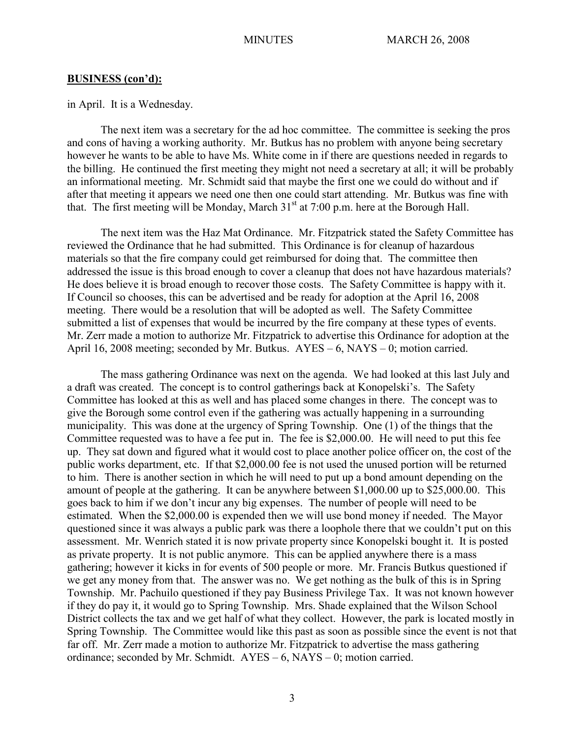**BUSINESS (con'd):**

in April. It is a Wednesday.

The next item was a secretary for the ad hoc committee. The committee is seeking the pros and cons of having a working authority. Mr. Butkus has no problem with anyone being secretary however he wants to be able to have Ms. White come in if there are questions needed in regards to the billing. He continued the first meeting they might not need a secretary at all; it will be probably an informational meeting. Mr. Schmidt said that maybe the first one we could do without and if after that meeting it appears we need one then one could start attending. Mr. Butkus was fine with that. The first meeting will be Monday, March 31st at 7:00 p.m. here at the Borough Hall.

The next item was the Haz Mat Ordinance. Mr. Fitzpatrick stated the Safety Committee has reviewed the Ordinance that he had submitted. This Ordinance is for cleanup of hazardous materials so that the fire company could get reimbursed for doing that. The committee then addressed the issue is this broad enough to cover a cleanup that does not have hazardous materials? He does believe it is broad enough to recover those costs. The Safety Committee is happy with it. If Council so chooses, this can be advertised and be ready for adoption at the April 16, 2008 meeting. There would be a resolution that will be adopted as well. The Safety Committee submitted a list of expenses that would be incurred by the fire company at these types of events. Mr. Zerr made a motion to authorize Mr. Fitzpatrick to advertise this Ordinance for adoption at the April 16, 2008 meeting; seconded by Mr. Butkus. AYES – 6, NAYS – 0; motion carried.

The mass gathering Ordinance was next on the agenda. We had looked at this last July and a draft was created. The concept is to control gatherings back at Konopelski's. The Safety Committee has looked at this as well and has placed some changes in there. The concept was to give the Borough some control even if the gathering was actually happening in a surrounding municipality. This was done at the urgency of Spring Township. One (1) of the things that the Committee requested was to have a fee put in. The fee is $2,000.00. He will need to put this fee up. They sat down and figured what it would cost to place another police officer on, the cost of the public works department, etc. If that $2,000.00 fee is not used the unused portion will be returned to him. There is another section in which he will need to put up a bond amount depending on the amount of people at the gathering. It can be anywhere between $1,000.00 up to $25,000.00. This goes back to him if we don't incur any big expenses. The number of people will need to be estimated. When the $2,000.00 is expended then we will use bond money if needed. The Mayor questioned since it was always a public park was there a loophole there that we couldn't put on this assessment. Mr. Wenrich stated it is now private property since Konopelski bought it. It is posted as private property. It is not public anymore. This can be applied anywhere there is a mass gathering; however it kicks in for events of 500 people or more. Mr. Francis Butkus questioned if we get any money from that. The answer was no. We get nothing as the bulk of this is in Spring Township. Mr. Pachuilo questioned if they pay Business Privilege Tax. It was not known however if they do pay it, it would go to Spring Township. Mrs. Shade explained that the Wilson School District collects the tax and we get half of what they collect. However, the park is located mostly in Spring Township. The Committee would like this past as soon as possible since the event is not that far off. Mr. Zerr made a motion to authorize Mr. Fitzpatrick to advertise the mass gathering ordinance; seconded by Mr. Schmidt. AYES – 6, NAYS – 0; motion carried.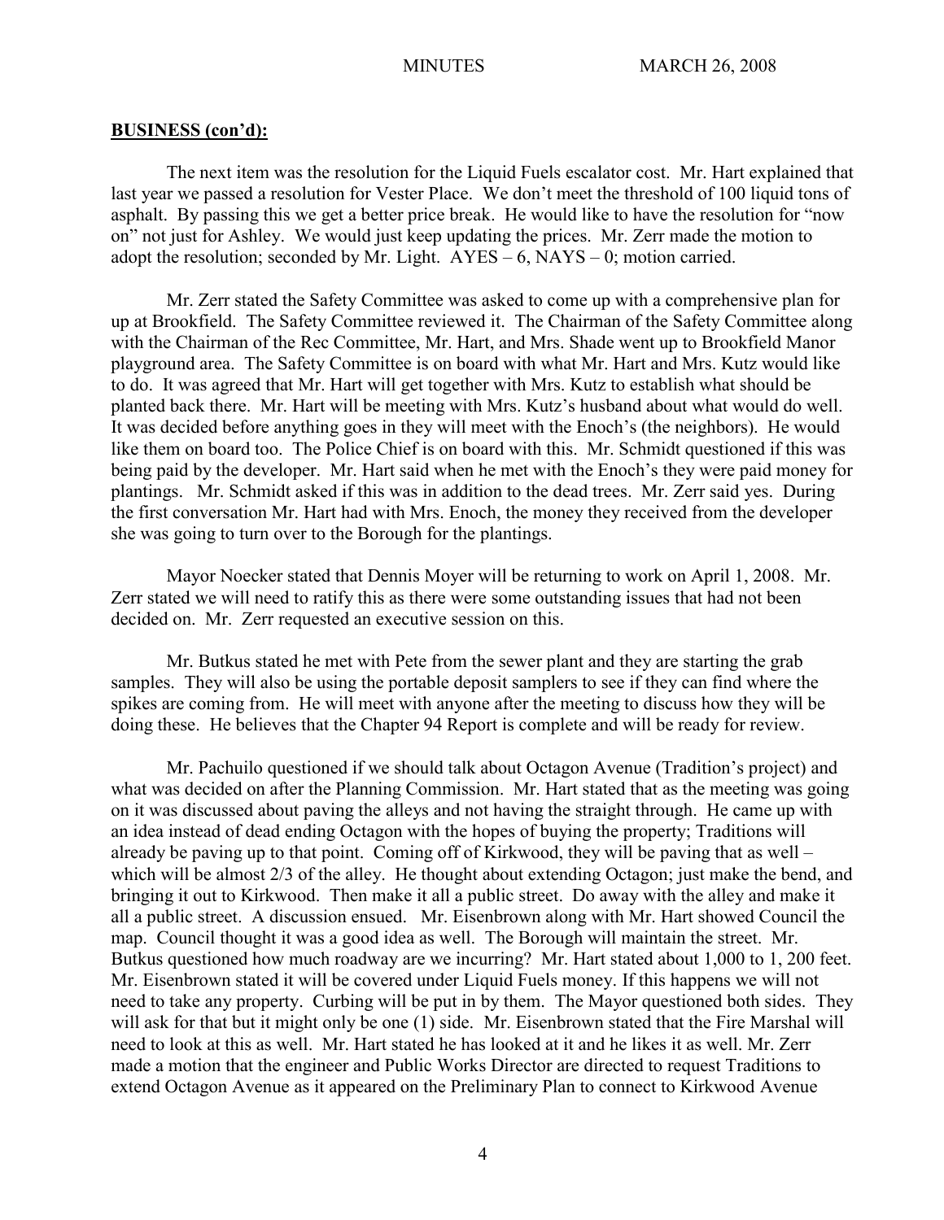**BUSINESS (con'd):**

The next item was the resolution for the Liquid Fuels escalator cost. Mr. Hart explained that last year we passed a resolution for Vester Place. We don't meet the threshold of 100 liquid tons of asphalt. By passing this we get a better price break. He would like to have the resolution for "now on" not just for Ashley. We would just keep updating the prices. Mr. Zerr made the motion to adopt the resolution; seconded by Mr. Light. AYES – 6, NAYS – 0; motion carried.

Mr. Zerr stated the Safety Committee was asked to come up with a comprehensive plan for up at Brookfield. The Safety Committee reviewed it. The Chairman of the Safety Committee along with the Chairman of the Rec Committee, Mr. Hart, and Mrs. Shade went up to Brookfield Manor playground area. The Safety Committee is on board with what Mr. Hart and Mrs. Kutz would like to do. It was agreed that Mr. Hart will get together with Mrs. Kutz to establish what should be planted back there. Mr. Hart will be meeting with Mrs. Kutz's husband about what would do well. It was decided before anything goes in they will meet with the Enoch's (the neighbors). He would like them on board too. The Police Chief is on board with this. Mr. Schmidt questioned if this was being paid by the developer. Mr. Hart said when he met with the Enoch's they were paid money for plantings. Mr. Schmidt asked if this was in addition to the dead trees. Mr. Zerr said yes. During the first conversation Mr. Hart had with Mrs. Enoch, the money they received from the developer she was going to turn over to the Borough for the plantings.

Mayor Noecker stated that Dennis Moyer will be returning to work on April 1, 2008. Mr. Zerr stated we will need to ratify this as there were some outstanding issues that had not been decided on. Mr. Zerr requested an executive session on this.

Mr. Butkus stated he met with Pete from the sewer plant and they are starting the grab samples. They will also be using the portable deposit samplers to see if they can find where the spikes are coming from. He will meet with anyone after the meeting to discuss how they will be doing these. He believes that the Chapter 94 Report is complete and will be ready for review.

Mr. Pachuilo questioned if we should talk about Octagon Avenue (Tradition's project) and what was decided on after the Planning Commission. Mr. Hart stated that as the meeting was going on it was discussed about paving the alleys and not having the straight through. He came up with an idea instead of dead ending Octagon with the hopes of buying the property; Traditions will already be paving up to that point. Coming off of Kirkwood, they will be paving that as well – which will be almost 2/3 of the alley. He thought about extending Octagon; just make the bend, and bringing it out to Kirkwood. Then make it all a public street. Do away with the alley and make it all a public street. A discussion ensued. Mr. Eisenbrown along with Mr. Hart showed Council the map. Council thought it was a good idea as well. The Borough will maintain the street. Mr. Butkus questioned how much roadway are we incurring? Mr. Hart stated about 1,000 to 1, 200 feet. Mr. Eisenbrown stated it will be covered under Liquid Fuels money. If this happens we will not need to take any property. Curbing will be put in by them. The Mayor questioned both sides. They will ask for that but it might only be one (1) side. Mr. Eisenbrown stated that the Fire Marshal will need to look at this as well. Mr. Hart stated he has looked at it and he likes it as well. Mr. Zerr made a motion that the engineer and Public Works Director are directed to request Traditions to extend Octagon Avenue as it appeared on the Preliminary Plan to connect to Kirkwood Avenue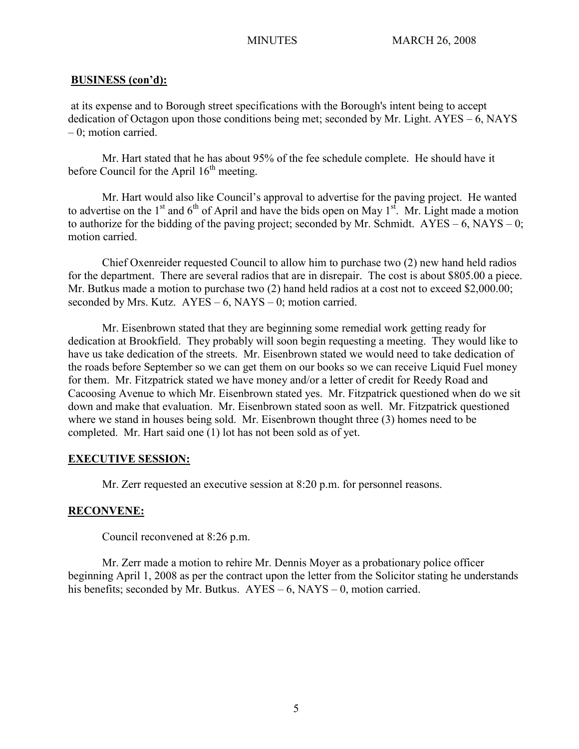**BUSINESS (con'd):**

at its expense and to Borough street specifications with the Borough's intent being to accept dedication of Octagon upon those conditions being met; seconded by Mr. Light. AYES – 6, NAYS – 0; motion carried.

Mr. Hart stated that he has about 95% of the fee schedule complete. He should have it before Council for the April 16th meeting.

Mr. Hart would also like Council's approval to advertise for the paving project. He wanted to advertise on the 1st and 6th of April and have the bids open on May 1st. Mr. Light made a motion to authorize for the bidding of the paving project; seconded by Mr. Schmidt. AYES – 6, NAYS – 0; motion carried.

Chief Oxenreider requested Council to allow him to purchase two (2) new hand held radios for the department. There are several radios that are in disrepair. The cost is about $805.00 a piece. Mr. Butkus made a motion to purchase two (2) hand held radios at a cost not to exceed $2,000.00; seconded by Mrs. Kutz. AYES – 6, NAYS – 0; motion carried.

Mr. Eisenbrown stated that they are beginning some remedial work getting ready for dedication at Brookfield. They probably will soon begin requesting a meeting. They would like to have us take dedication of the streets. Mr. Eisenbrown stated we would need to take dedication of the roads before September so we can get them on our books so we can receive Liquid Fuel money for them. Mr. Fitzpatrick stated we have money and/or a letter of credit for Reedy Road and Cacoosing Avenue to which Mr. Eisenbrown stated yes. Mr. Fitzpatrick questioned when do we sit down and make that evaluation. Mr. Eisenbrown stated soon as well. Mr. Fitzpatrick questioned where we stand in houses being sold. Mr. Eisenbrown thought three (3) homes need to be completed. Mr. Hart said one (1) lot has not been sold as of yet.

**EXECUTIVE SESSION:**

Mr. Zerr requested an executive session at 8:20 p.m. for personnel reasons.

**RECONVENE:**

Council reconvened at 8:26 p.m.

Mr. Zerr made a motion to rehire Mr. Dennis Moyer as a probationary police officer beginning April 1, 2008 as per the contract upon the letter from the Solicitor stating he understands his benefits; seconded by Mr. Butkus. AYES – 6, NAYS – 0, motion carried.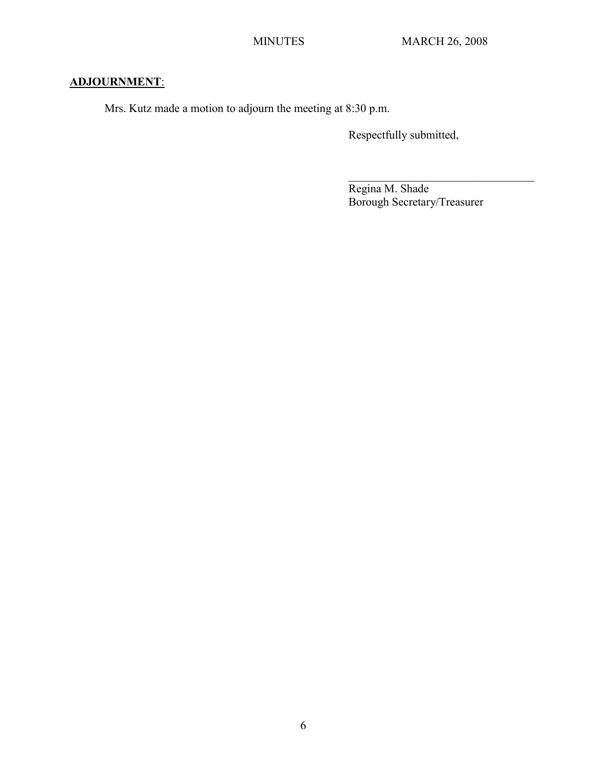## **ADJOURNMENT**:

Mrs. Kutz made a motion to adjourn the meeting at 8:30 p.m.

Respectfully submitted,

\_\_\_\_\_\_\_\_\_\_\_\_\_\_\_\_\_\_\_\_\_\_\_\_\_\_\_\_\_\_\_\_\_\_

Regina M. Shade
Borough Secretary/Treasurer